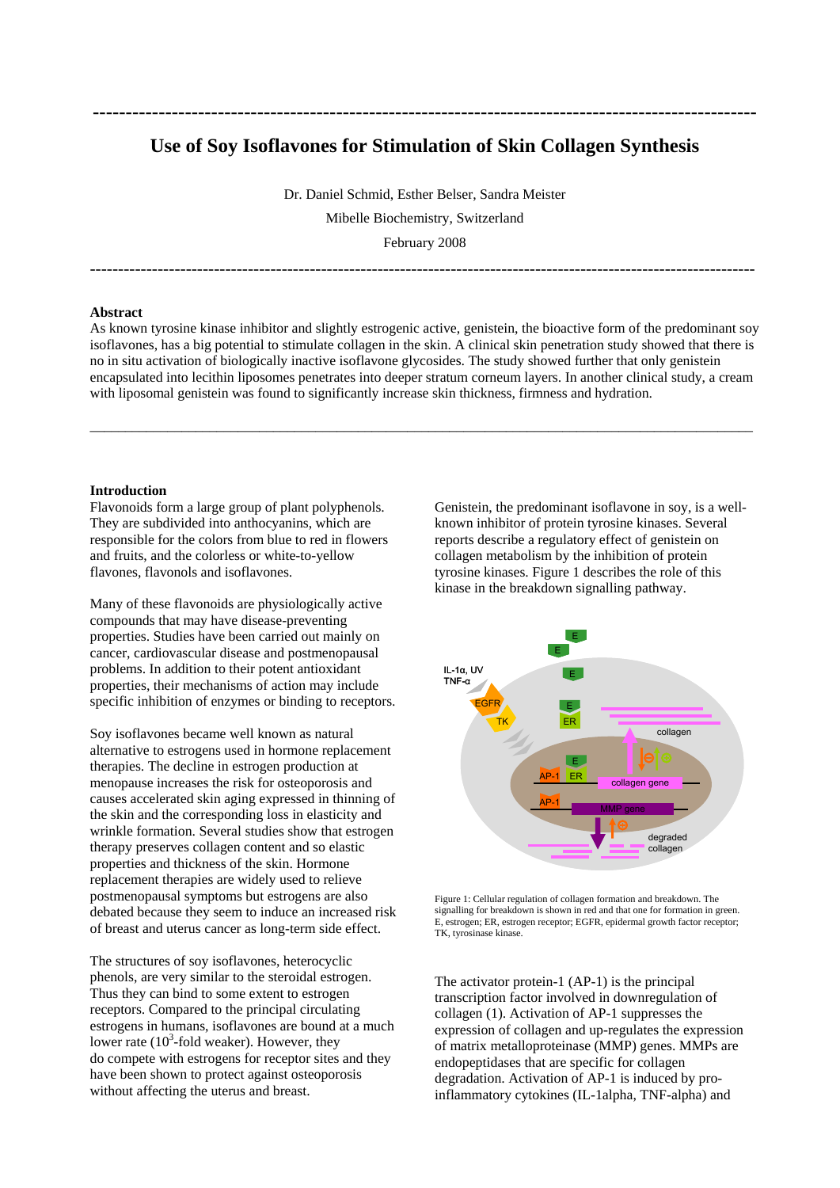# Use of Soy Isoflavones for Stimulation of Skin Collagen Synthesis

Dr. Daniel Schmid, Esther Belser, Sandra Meister

Mibelle Biochemistry, Switzerland

February 2008

---

**Abstract**

As known tyrosine kinase inhibitor and slightly estrogenic active, genistein, the bioactive form of the predominant soy isoflavones, has a big potential to stimulate collagen in the skin. A clinical skin penetration study showed that there is no in situ activation of biologically inactive isoflavone glycosides. The study showed further that only genistein encapsulated into lecithin liposomes penetrates into deeper stratum corneum layers. In another clinical study, a cream with liposomal genistein was found to significantly increase skin thickness, firmness and hydration.

---

## Introduction

Flavonoids form a large group of plant polyphenols. They are subdivided into anthocyanins, which are responsible for the colors from blue to red in flowers and fruits, and the colorless or white-to-yellow flavones, flavonols and isoflavones.

Many of these flavonoids are physiologically active compounds that may have disease-preventing properties. Studies have been carried out mainly on cancer, cardiovascular disease and postmenopausal problems. In addition to their potent antioxidant properties, their mechanisms of action may include specific inhibition of enzymes or binding to receptors.

Soy isoflavones became well known as natural alternative to estrogens used in hormone replacement therapies. The decline in estrogen production at menopause increases the risk for osteoporosis and causes accelerated skin aging expressed in thinning of the skin and the corresponding loss in elasticity and wrinkle formation. Several studies show that estrogen therapy preserves collagen content and so elastic properties and thickness of the skin. Hormone replacement therapies are widely used to relieve postmenopausal symptoms but estrogens are also debated because they seem to induce an increased risk of breast and uterus cancer as long-term side effect.

The structures of soy isoflavones, heterocyclic phenols, are very similar to the steroidal estrogen. Thus they can bind to some extent to estrogen receptors. Compared to the principal circulating estrogens in humans, isoflavones are bound at a much lower rate ($10^3$-fold weaker). However, they do compete with estrogens for receptor sites and they have been shown to protect against osteoporosis without affecting the uterus and breast.

Genistein, the predominant isoflavone in soy, is a well-known inhibitor of protein tyrosine kinases. Several reports describe a regulatory effect of genistein on collagen metabolism by the inhibition of protein tyrosine kinases. Figure 1 describes the role of this kinase in the breakdown signalling pathway.

Figure 1: Cellular regulation of collagen formation and breakdown. The signalling for breakdown is shown in red and that one for formation in green. E, estrogen; ER, estrogen receptor; EGFR, epidermal growth factor receptor; TK, tyrosinase kinase.

The activator protein-1 (AP-1) is the principal transcription factor involved in downregulation of collagen (1). Activation of AP-1 suppresses the expression of collagen and up-regulates the expression of matrix metalloproteinase (MMP) genes. MMPs are endopeptidases that are specific for collagen degradation. Activation of AP-1 is induced by pro-inflammatory cytokines (IL-1alpha, TNF-alpha) and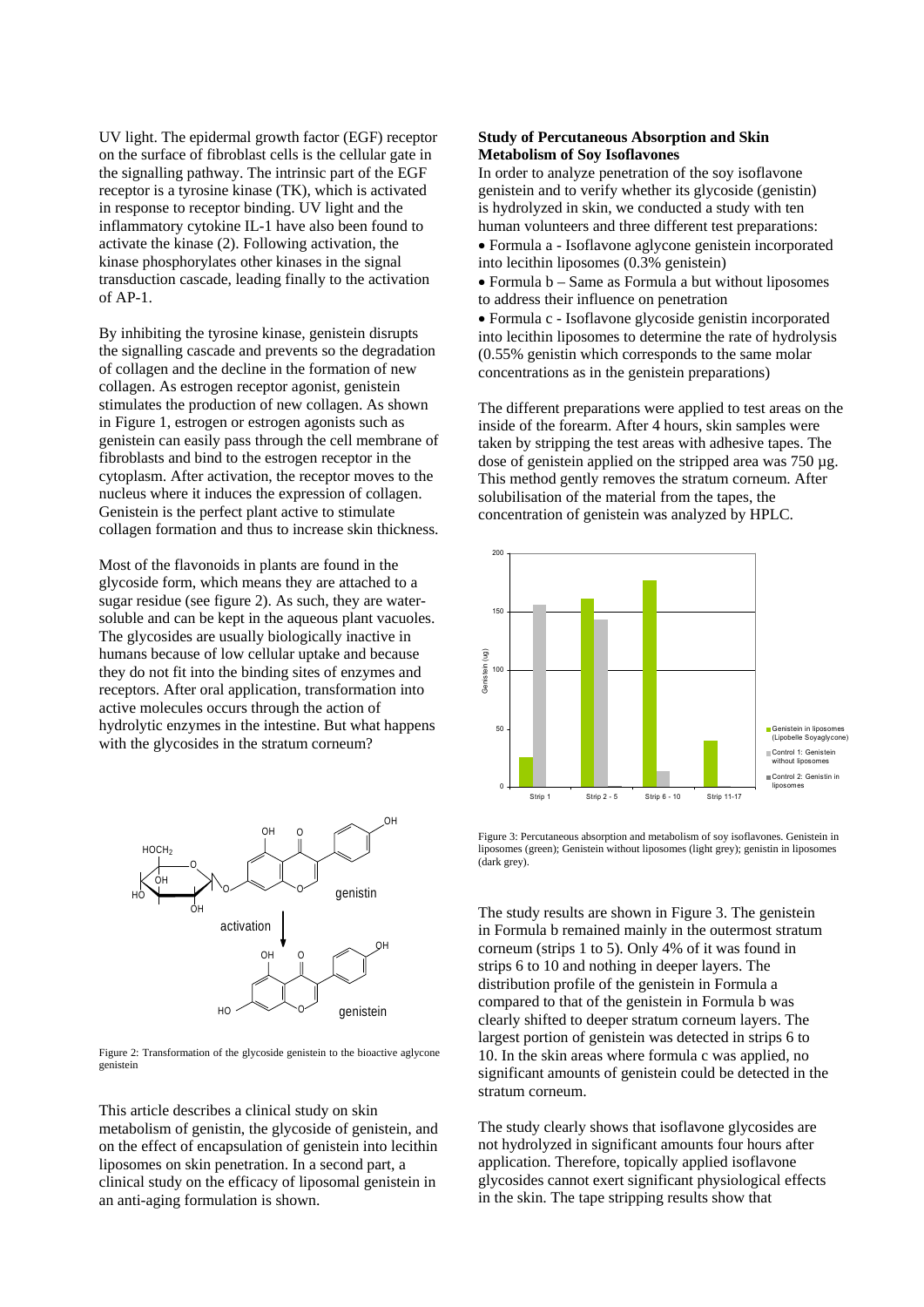UV light. The epidermal growth factor (EGF) receptor on the surface of fibroblast cells is the cellular gate in the signalling pathway. The intrinsic part of the EGF receptor is a tyrosine kinase (TK), which is activated in response to receptor binding. UV light and the inflammatory cytokine IL-1 have also been found to activate the kinase (2). Following activation, the kinase phosphorylates other kinases in the signal transduction cascade, leading finally to the activation of AP-1.

By inhibiting the tyrosine kinase, genistein disrupts the signalling cascade and prevents so the degradation of collagen and the decline in the formation of new collagen. As estrogen receptor agonist, genistein stimulates the production of new collagen. As shown in Figure 1, estrogen or estrogen agonists such as genistein can easily pass through the cell membrane of fibroblasts and bind to the estrogen receptor in the cytoplasm. After activation, the receptor moves to the nucleus where it induces the expression of collagen. Genistein is the perfect plant active to stimulate collagen formation and thus to increase skin thickness.

Most of the flavonoids in plants are found in the glycoside form, which means they are attached to a sugar residue (see figure 2). As such, they are water-soluble and can be kept in the aqueous plant vacuoles. The glycosides are usually biologically inactive in humans because of low cellular uptake and because they do not fit into the binding sites of enzymes and receptors. After oral application, transformation into active molecules occurs through the action of hydrolytic enzymes in the intestine. But what happens with the glycosides in the stratum corneum?

Figure 2: Transformation of the glycoside genistein to the bioactive aglycone genistein

This article describes a clinical study on skin metabolism of genistin, the glycoside of genistein, and on the effect of encapsulation of genistein into lecithin liposomes on skin penetration. In a second part, a clinical study on the efficacy of liposomal genistein in an anti-aging formulation is shown.

**Study of Percutaneous Absorption and Skin Metabolism of Soy Isoflavones**

In order to analyze penetration of the soy isoflavone genistein and to verify whether its glycoside (genistin) is hydrolyzed in skin, we conducted a study with ten human volunteers and three different test preparations:

- Formula a - Isoflavone aglycone genistein incorporated into lecithin liposomes (0.3% genistein)
- Formula b – Same as Formula a but without liposomes to address their influence on penetration
- Formula c - Isoflavone glycoside genistin incorporated into lecithin liposomes to determine the rate of hydrolysis (0.55% genistin which corresponds to the same molar concentrations as in the genistein preparations)

The different preparations were applied to test areas on the inside of the forearm. After 4 hours, skin samples were taken by stripping the test areas with adhesive tapes. The dose of genistein applied on the stripped area was 750 µg. This method gently removes the stratum corneum. After solubilisation of the material from the tapes, the concentration of genistein was analyzed by HPLC.

Figure 3: Percutaneous absorption and metabolism of soy isoflavones. Genistein in liposomes (green); Genistein without liposomes (light grey); genistin in liposomes (dark grey).

The study results are shown in Figure 3. The genistein in Formula b remained mainly in the outermost stratum corneum (strips 1 to 5). Only 4% of it was found in strips 6 to 10 and nothing in deeper layers. The distribution profile of the genistein in Formula a compared to that of the genistein in Formula b was clearly shifted to deeper stratum corneum layers. The largest portion of genistein was detected in strips 6 to 10. In the skin areas where formula c was applied, no significant amounts of genistein could be detected in the stratum corneum.

The study clearly shows that isoflavone glycosides are not hydrolyzed in significant amounts four hours after application. Therefore, topically applied isoflavone glycosides cannot exert significant physiological effects in the skin. The tape stripping results show that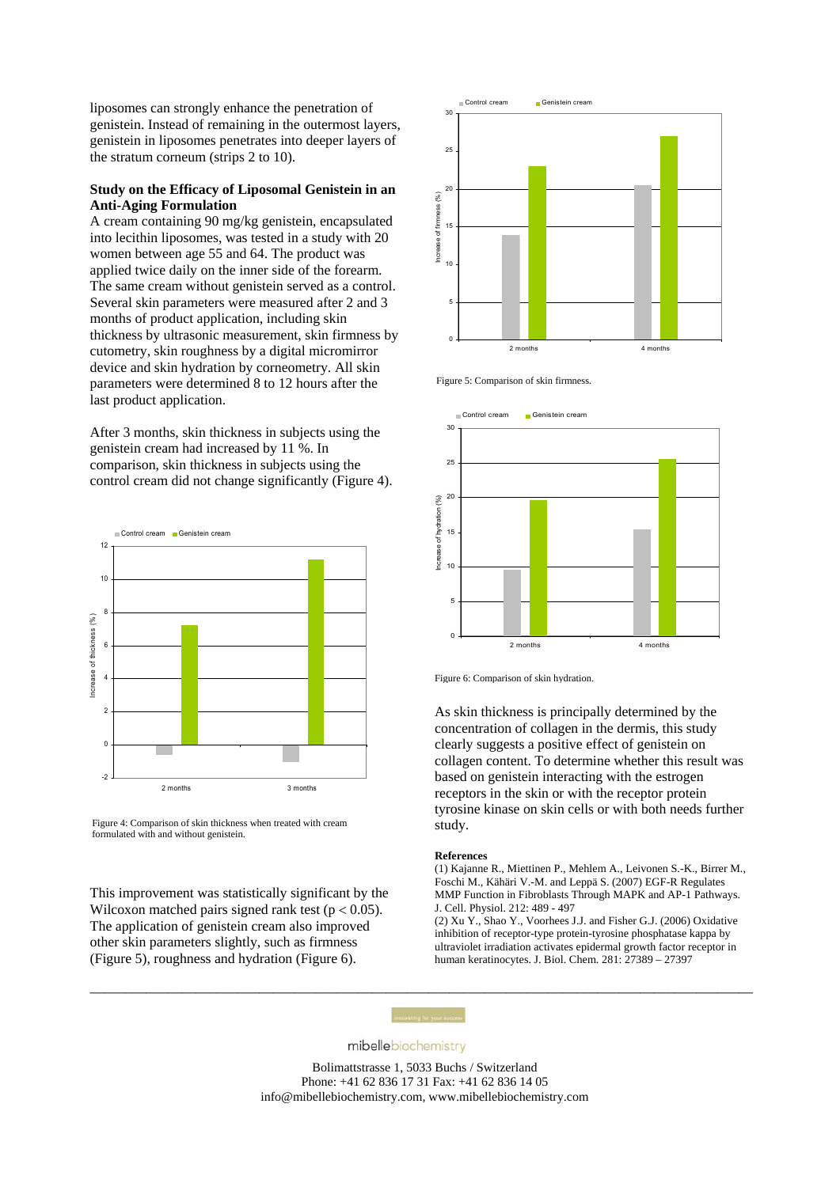liposomes can strongly enhance the penetration of genistein. Instead of remaining in the outermost layers, genistein in liposomes penetrates into deeper layers of the stratum corneum (strips 2 to 10).

**Study on the Efficacy of Liposomal Genistein in an Anti-Aging Formulation**

A cream containing 90 mg/kg genistein, encapsulated into lecithin liposomes, was tested in a study with 20 women between age 55 and 64. The product was applied twice daily on the inner side of the forearm. The same cream without genistein served as a control. Several skin parameters were measured after 2 and 3 months of product application, including skin thickness by ultrasonic measurement, skin firmness by cutometry, skin roughness by a digital micromirror device and skin hydration by corneometry. All skin parameters were determined 8 to 12 hours after the last product application.

After 3 months, skin thickness in subjects using the genistein cream had increased by 11 %. In comparison, skin thickness in subjects using the control cream did not change significantly (Figure 4).

Control cream
Genistein cream
Increase of thickness (%)
12
10
8
6
4
2
0
-2
2 months
3 months

Figure 4: Comparison of skin thickness when treated with cream formulated with and without genistein.

This improvement was statistically significant by the Wilcoxon matched pairs signed rank test ($p < 0.05$). The application of genistein cream also improved other skin parameters slightly, such as firmness (Figure 5), roughness and hydration (Figure 6).

Control cream
Genistein cream
Increase of firmness (%)
30
25
20
15
10
5
0
2 months
4 months

Figure 5: Comparison of skin firmness.

Control cream
Genistein cream
Increase of hydration (%)
30
25
20
15
10
5
0
2 months
4 months

Figure 6: Comparison of skin hydration.

As skin thickness is principally determined by the concentration of collagen in the dermis, this study clearly suggests a positive effect of genistein on collagen content. To determine whether this result was based on genistein interacting with the estrogen receptors in the skin or with the receptor protein tyrosine kinase on skin cells or with both needs further study.

**References**

(1) Kajanne R., Miettinen P., Mehlem A., Leivonen S.-K., Birrer M., Foschi M., Kähäri V.-M. and Leppä S. (2007) EGF-R Regulates MMP Function in Fibroblasts Through MAPK and AP-1 Pathways. J. Cell. Physiol. 212: 489 - 497

(2) Xu Y., Shao Y., Voorhees J.J. and Fisher G.J. (2006) Oxidative inhibition of receptor-type protein-tyrosine phosphatase kappa by ultraviolet irradiation activates epidermal growth factor receptor in human keratinocytes. J. Biol. Chem. 281: 27389 – 27397

mibellebiochemistry

Bolimattstrasse 1, 5033 Buchs / Switzerland
Phone: +41 62 836 17 31 Fax: +41 62 836 14 05
info@mibellebiochemistry.com, www.mibellebiochemistry.com